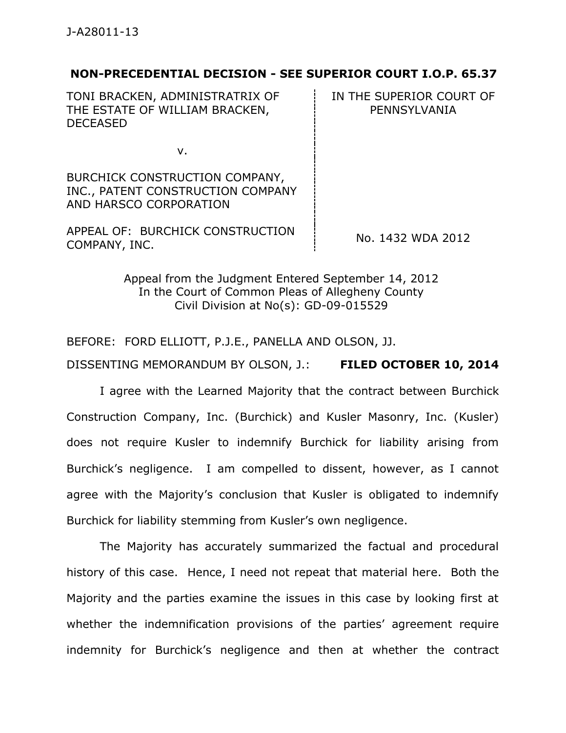J-A28011-13

**NON-PRECEDENTIAL DECISION - SEE SUPERIOR COURT I.O.P. 65.37**

| | |
|---|---|
| TONI BRACKEN, ADMINISTRATRIX OF THE ESTATE OF WILLIAM BRACKEN, DECEASED | IN THE SUPERIOR COURT OF PENNSYLVANIA |
| v. | |
| BURCHICK CONSTRUCTION COMPANY, INC., PATENT CONSTRUCTION COMPANY AND HARSCO CORPORATION | |
| APPEAL OF: BURCHICK CONSTRUCTION COMPANY, INC. | No. 1432 WDA 2012 |

Appeal from the Judgment Entered September 14, 2012
In the Court of Common Pleas of Allegheny County
Civil Division at No(s): GD-09-015529

BEFORE: FORD ELLIOTT, P.J.E., PANELLA AND OLSON, JJ.

DISSENTING MEMORANDUM BY OLSON, J.: **FILED OCTOBER 10, 2014**

I agree with the Learned Majority that the contract between Burchick Construction Company, Inc. (Burchick) and Kusler Masonry, Inc. (Kusler) does not require Kusler to indemnify Burchick for liability arising from Burchick's negligence. I am compelled to dissent, however, as I cannot agree with the Majority's conclusion that Kusler is obligated to indemnify Burchick for liability stemming from Kusler's own negligence.

The Majority has accurately summarized the factual and procedural history of this case. Hence, I need not repeat that material here. Both the Majority and the parties examine the issues in this case by looking first at whether the indemnification provisions of the parties' agreement require indemnity for Burchick's negligence and then at whether the contract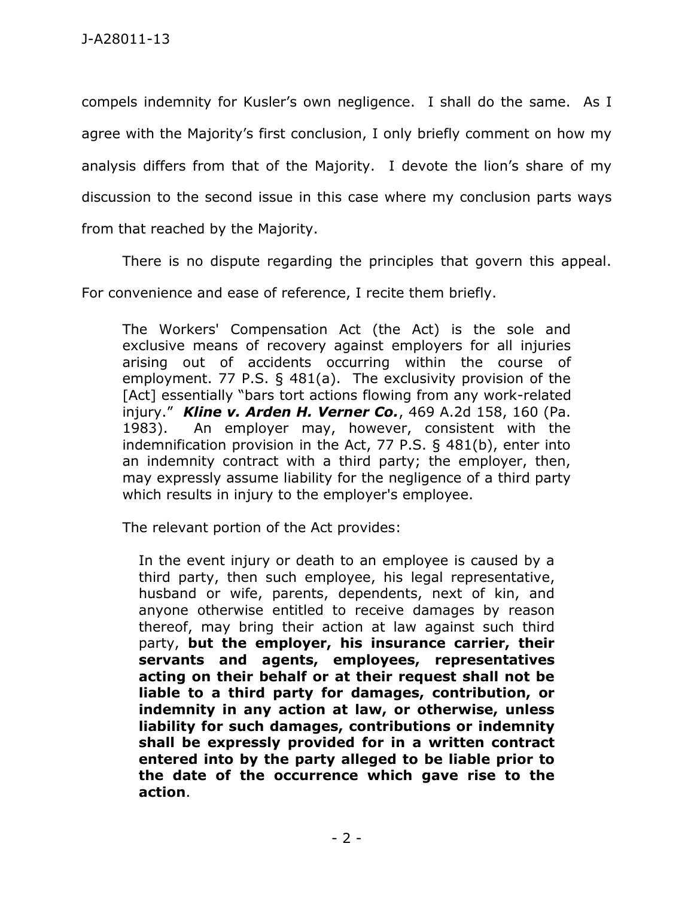compels indemnity for Kusler's own negligence. I shall do the same. As I agree with the Majority's first conclusion, I only briefly comment on how my analysis differs from that of the Majority. I devote the lion's share of my discussion to the second issue in this case where my conclusion parts ways from that reached by the Majority.

There is no dispute regarding the principles that govern this appeal. For convenience and ease of reference, I recite them briefly.

> The Workers' Compensation Act (the Act) is the sole and exclusive means of recovery against employers for all injuries arising out of accidents occurring within the course of employment. 77 P.S. § 481(a). The exclusivity provision of the [Act] essentially "bars tort actions flowing from any work-related injury." ***Kline v. Arden H. Verner Co.***, 469 A.2d 158, 160 (Pa. 1983). An employer may, however, consistent with the indemnification provision in the Act, 77 P.S. § 481(b), enter into an indemnity contract with a third party; the employer, then, may expressly assume liability for the negligence of a third party which results in injury to the employer's employee.
>
> The relevant portion of the Act provides:
>
> > In the event injury or death to an employee is caused by a third party, then such employee, his legal representative, husband or wife, parents, dependents, next of kin, and anyone otherwise entitled to receive damages by reason thereof, may bring their action at law against such third party, **but the employer, his insurance carrier, their servants and agents, employees, representatives acting on their behalf or at their request shall not be liable to a third party for damages, contribution, or indemnity in any action at law, or otherwise, unless liability for such damages, contributions or indemnity shall be expressly provided for in a written contract entered into by the party alleged to be liable prior to the date of the occurrence which gave rise to the action**.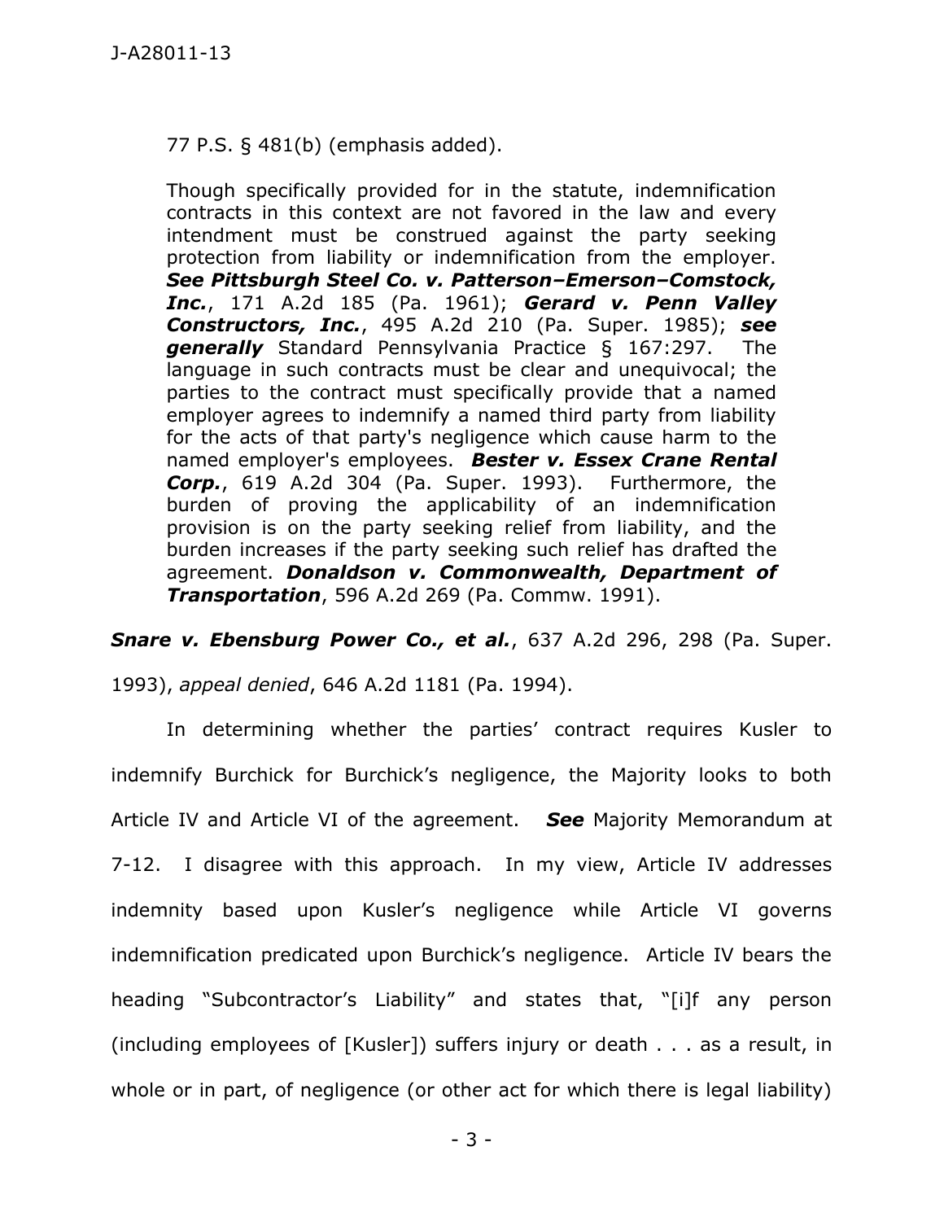77 P.S. § 481(b) (emphasis added).

> Though specifically provided for in the statute, indemnification contracts in this context are not favored in the law and every intendment must be construed against the party seeking protection from liability or indemnification from the employer. ***See Pittsburgh Steel Co. v. Patterson–Emerson–Comstock, Inc.***, 171 A.2d 185 (Pa. 1961); ***Gerard v. Penn Valley Constructors, Inc.***, 495 A.2d 210 (Pa. Super. 1985); ***see generally*** Standard Pennsylvania Practice § 167:297. The language in such contracts must be clear and unequivocal; the parties to the contract must specifically provide that a named employer agrees to indemnify a named third party from liability for the acts of that party's negligence which cause harm to the named employer's employees. ***Bester v. Essex Crane Rental Corp.***, 619 A.2d 304 (Pa. Super. 1993). Furthermore, the burden of proving the applicability of an indemnification provision is on the party seeking relief from liability, and the burden increases if the party seeking such relief has drafted the agreement. ***Donaldson v. Commonwealth, Department of Transportation***, 596 A.2d 269 (Pa. Commw. 1991).

***Snare v. Ebensburg Power Co., et al.***, 637 A.2d 296, 298 (Pa. Super. 1993), *appeal denied*, 646 A.2d 1181 (Pa. 1994).

In determining whether the parties' contract requires Kusler to indemnify Burchick for Burchick's negligence, the Majority looks to both Article IV and Article VI of the agreement. ***See*** Majority Memorandum at 7-12. I disagree with this approach. In my view, Article IV addresses indemnity based upon Kusler's negligence while Article VI governs indemnification predicated upon Burchick's negligence. Article IV bears the heading "Subcontractor's Liability" and states that, "[i]f any person (including employees of [Kusler]) suffers injury or death . . . as a result, in whole or in part, of negligence (or other act for which there is legal liability)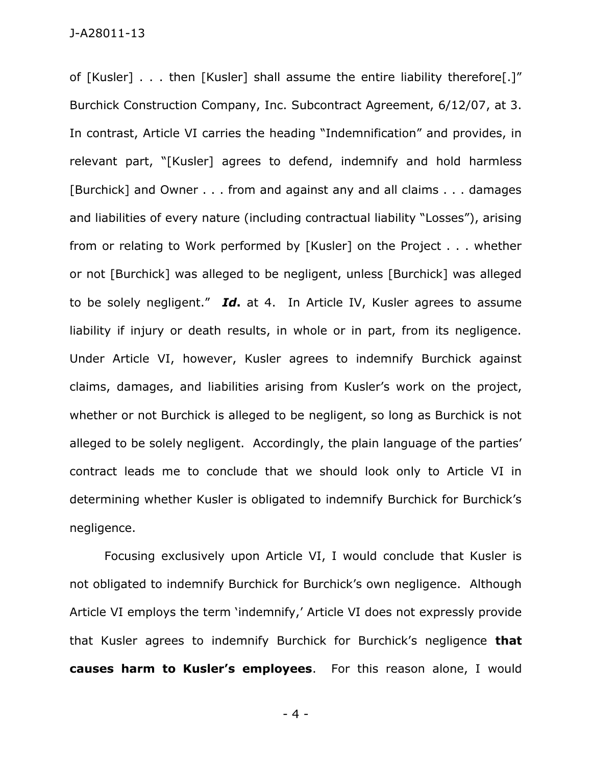of [Kusler] . . . then [Kusler] shall assume the entire liability therefore[.]" Burchick Construction Company, Inc. Subcontract Agreement, 6/12/07, at 3. In contrast, Article VI carries the heading "Indemnification" and provides, in relevant part, "[Kusler] agrees to defend, indemnify and hold harmless [Burchick] and Owner . . . from and against any and all claims . . . damages and liabilities of every nature (including contractual liability "Losses"), arising from or relating to Work performed by [Kusler] on the Project . . . whether or not [Burchick] was alleged to be negligent, unless [Burchick] was alleged to be solely negligent." ***Id***. at 4. In Article IV, Kusler agrees to assume liability if injury or death results, in whole or in part, from its negligence. Under Article VI, however, Kusler agrees to indemnify Burchick against claims, damages, and liabilities arising from Kusler's work on the project, whether or not Burchick is alleged to be negligent, so long as Burchick is not alleged to be solely negligent. Accordingly, the plain language of the parties' contract leads me to conclude that we should look only to Article VI in determining whether Kusler is obligated to indemnify Burchick for Burchick's negligence.

Focusing exclusively upon Article VI, I would conclude that Kusler is not obligated to indemnify Burchick for Burchick's own negligence. Although Article VI employs the term 'indemnify,' Article VI does not expressly provide that Kusler agrees to indemnify Burchick for Burchick's negligence **that causes harm to Kusler's employees**. For this reason alone, I would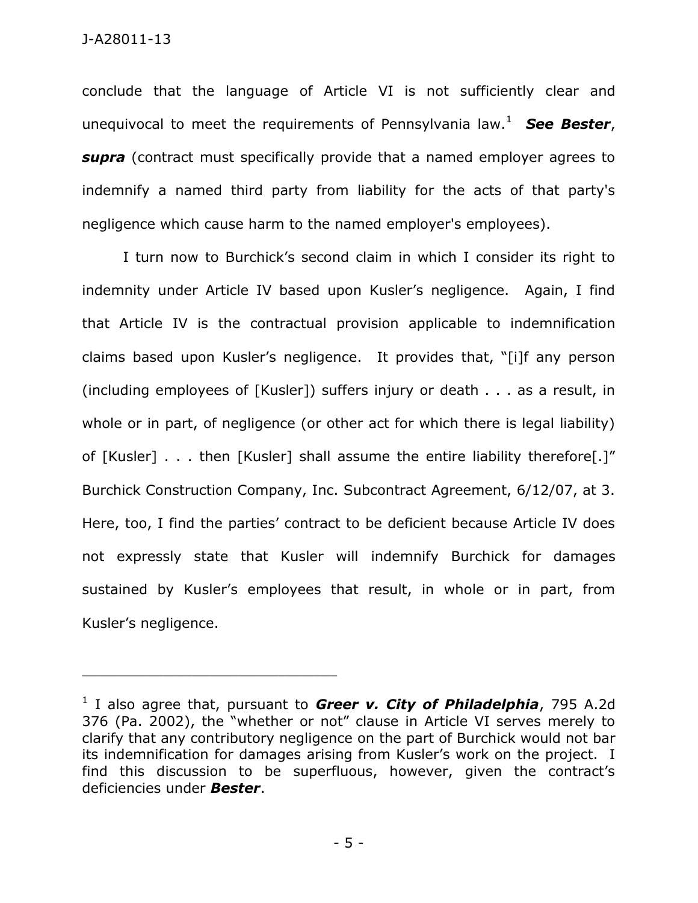conclude that the language of Article VI is not sufficiently clear and unequivocal to meet the requirements of Pennsylvania law.[1] ***See Bester***, ***supra*** (contract must specifically provide that a named employer agrees to indemnify a named third party from liability for the acts of that party's negligence which cause harm to the named employer's employees).

I turn now to Burchick's second claim in which I consider its right to indemnity under Article IV based upon Kusler's negligence. Again, I find that Article IV is the contractual provision applicable to indemnification claims based upon Kusler's negligence. It provides that, "[i]f any person (including employees of [Kusler]) suffers injury or death . . . as a result, in whole or in part, of negligence (or other act for which there is legal liability) of [Kusler] . . . then [Kusler] shall assume the entire liability therefore[.]" Burchick Construction Company, Inc. Subcontract Agreement, 6/12/07, at 3. Here, too, I find the parties' contract to be deficient because Article IV does not expressly state that Kusler will indemnify Burchick for damages sustained by Kusler's employees that result, in whole or in part, from Kusler's negligence.

---

[1] I also agree that, pursuant to ***Greer v. City of Philadelphia***, 795 A.2d 376 (Pa. 2002), the "whether or not" clause in Article VI serves merely to clarify that any contributory negligence on the part of Burchick would not bar its indemnification for damages arising from Kusler's work on the project. I find this discussion to be superfluous, however, given the contract's deficiencies under ***Bester***.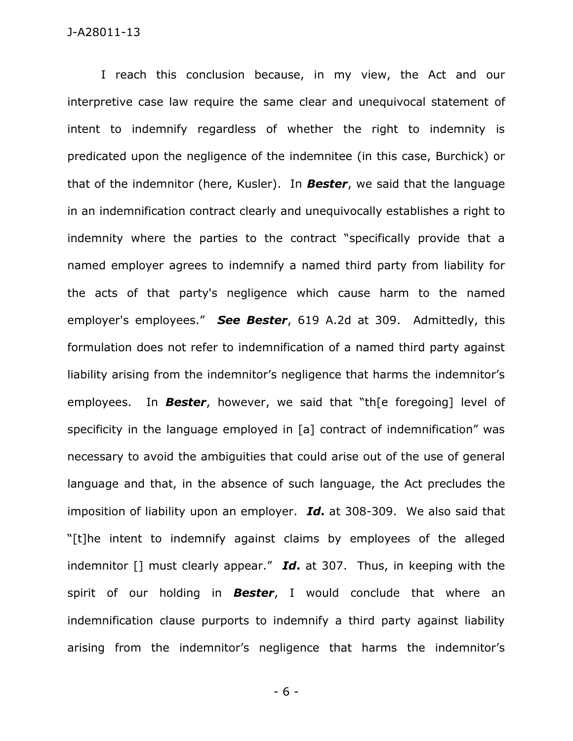I reach this conclusion because, in my view, the Act and our interpretive case law require the same clear and unequivocal statement of intent to indemnify regardless of whether the right to indemnity is predicated upon the negligence of the indemnitee (in this case, Burchick) or that of the indemnitor (here, Kusler). In ***Bester***, we said that the language in an indemnification contract clearly and unequivocally establishes a right to indemnity where the parties to the contract "specifically provide that a named employer agrees to indemnify a named third party from liability for the acts of that party's negligence which cause harm to the named employer's employees." ***See Bester***, 619 A.2d at 309. Admittedly, this formulation does not refer to indemnification of a named third party against liability arising from the indemnitor's negligence that harms the indemnitor's employees. In ***Bester***, however, we said that "th[e foregoing] level of specificity in the language employed in [a] contract of indemnification" was necessary to avoid the ambiguities that could arise out of the use of general language and that, in the absence of such language, the Act precludes the imposition of liability upon an employer. ***Id.*** at 308-309. We also said that "[t]he intent to indemnify against claims by employees of the alleged indemnitor [] must clearly appear." ***Id.*** at 307. Thus, in keeping with the spirit of our holding in ***Bester***, I would conclude that where an indemnification clause purports to indemnify a third party against liability arising from the indemnitor's negligence that harms the indemnitor's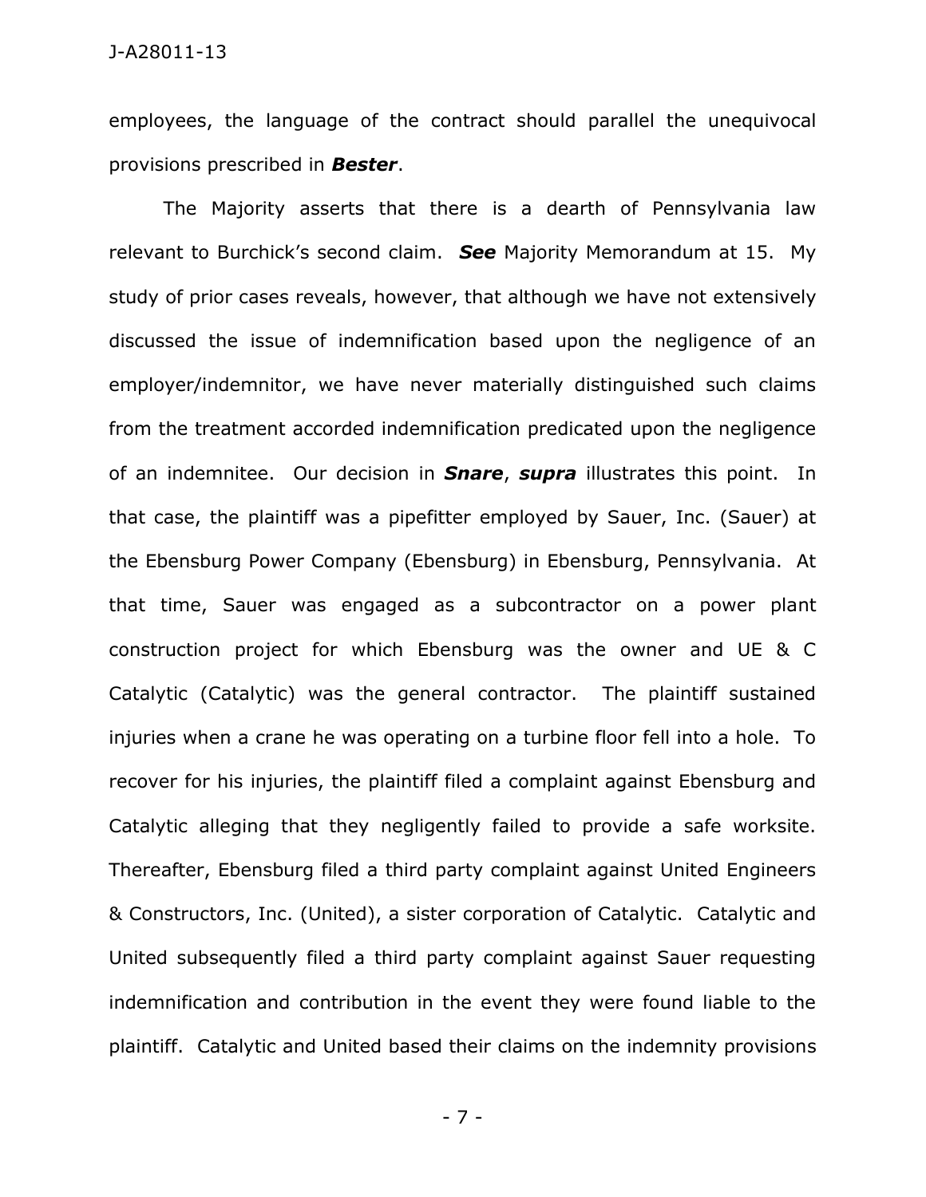employees, the language of the contract should parallel the unequivocal provisions prescribed in ***Bester***.

The Majority asserts that there is a dearth of Pennsylvania law relevant to Burchick's second claim. ***See*** Majority Memorandum at 15. My study of prior cases reveals, however, that although we have not extensively discussed the issue of indemnification based upon the negligence of an employer/indemnitor, we have never materially distinguished such claims from the treatment accorded indemnification predicated upon the negligence of an indemnitee. Our decision in ***Snare***, ***supra*** illustrates this point. In that case, the plaintiff was a pipefitter employed by Sauer, Inc. (Sauer) at the Ebensburg Power Company (Ebensburg) in Ebensburg, Pennsylvania. At that time, Sauer was engaged as a subcontractor on a power plant construction project for which Ebensburg was the owner and UE & C Catalytic (Catalytic) was the general contractor. The plaintiff sustained injuries when a crane he was operating on a turbine floor fell into a hole. To recover for his injuries, the plaintiff filed a complaint against Ebensburg and Catalytic alleging that they negligently failed to provide a safe worksite. Thereafter, Ebensburg filed a third party complaint against United Engineers & Constructors, Inc. (United), a sister corporation of Catalytic. Catalytic and United subsequently filed a third party complaint against Sauer requesting indemnification and contribution in the event they were found liable to the plaintiff. Catalytic and United based their claims on the indemnity provisions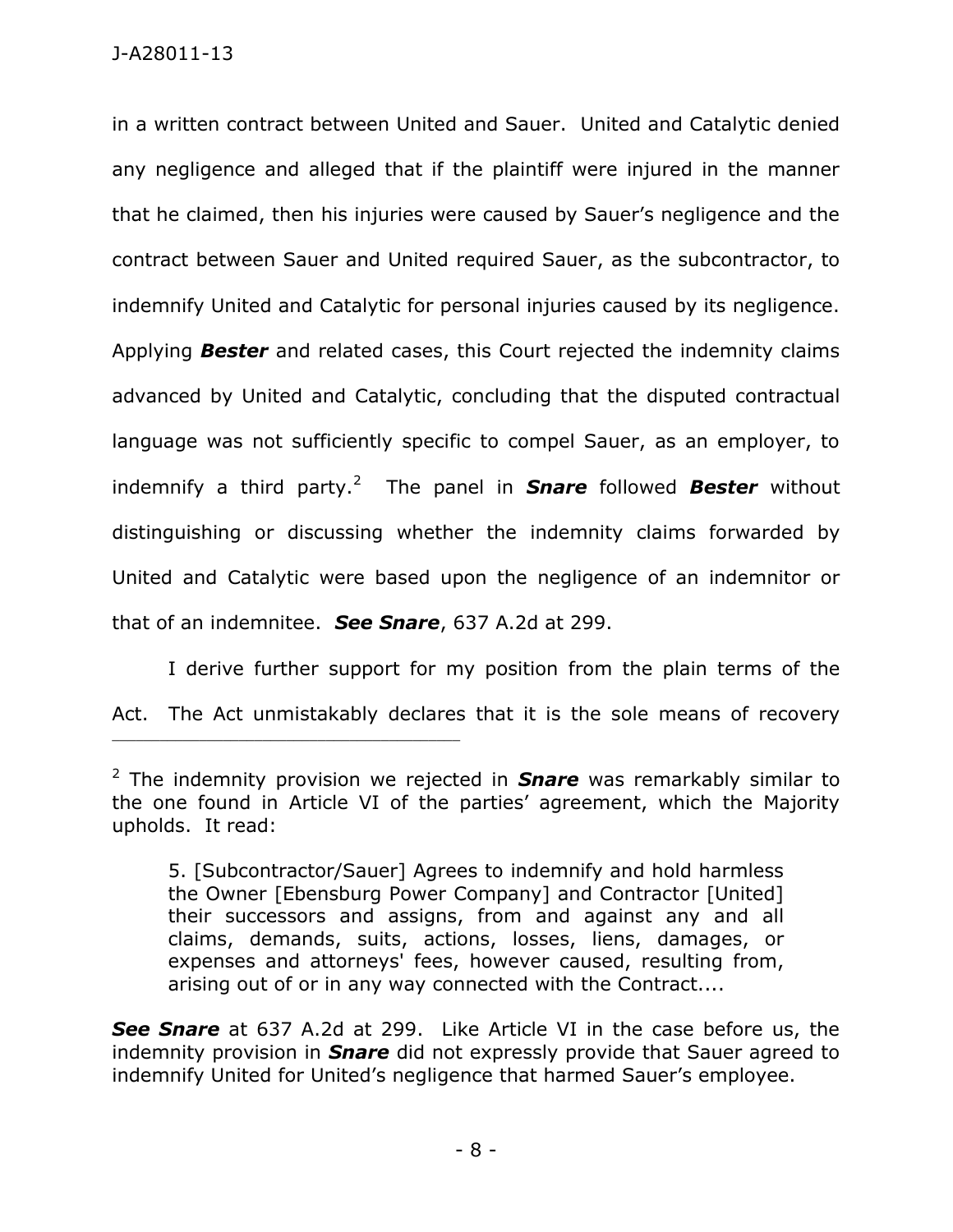in a written contract between United and Sauer. United and Catalytic denied any negligence and alleged that if the plaintiff were injured in the manner that he claimed, then his injuries were caused by Sauer's negligence and the contract between Sauer and United required Sauer, as the subcontractor, to indemnify United and Catalytic for personal injuries caused by its negligence. Applying ***Bester*** and related cases, this Court rejected the indemnity claims advanced by United and Catalytic, concluding that the disputed contractual language was not sufficiently specific to compel Sauer, as an employer, to indemnify a third party.[2] The panel in ***Snare*** followed ***Bester*** without distinguishing or discussing whether the indemnity claims forwarded by United and Catalytic were based upon the negligence of an indemnitor or that of an indemnitee. ***See Snare***, 637 A.2d at 299.

I derive further support for my position from the plain terms of the Act. The Act unmistakably declares that it is the sole means of recovery

---

[2] The indemnity provision we rejected in ***Snare*** was remarkably similar to the one found in Article VI of the parties' agreement, which the Majority upholds. It read:

> 5. [Subcontractor/Sauer] Agrees to indemnify and hold harmless the Owner [Ebensburg Power Company] and Contractor [United] their successors and assigns, from and against any and all claims, demands, suits, actions, losses, liens, damages, or expenses and attorneys' fees, however caused, resulting from, arising out of or in any way connected with the Contract....

***See Snare*** at 637 A.2d at 299. Like Article VI in the case before us, the indemnity provision in ***Snare*** did not expressly provide that Sauer agreed to indemnify United for United's negligence that harmed Sauer's employee.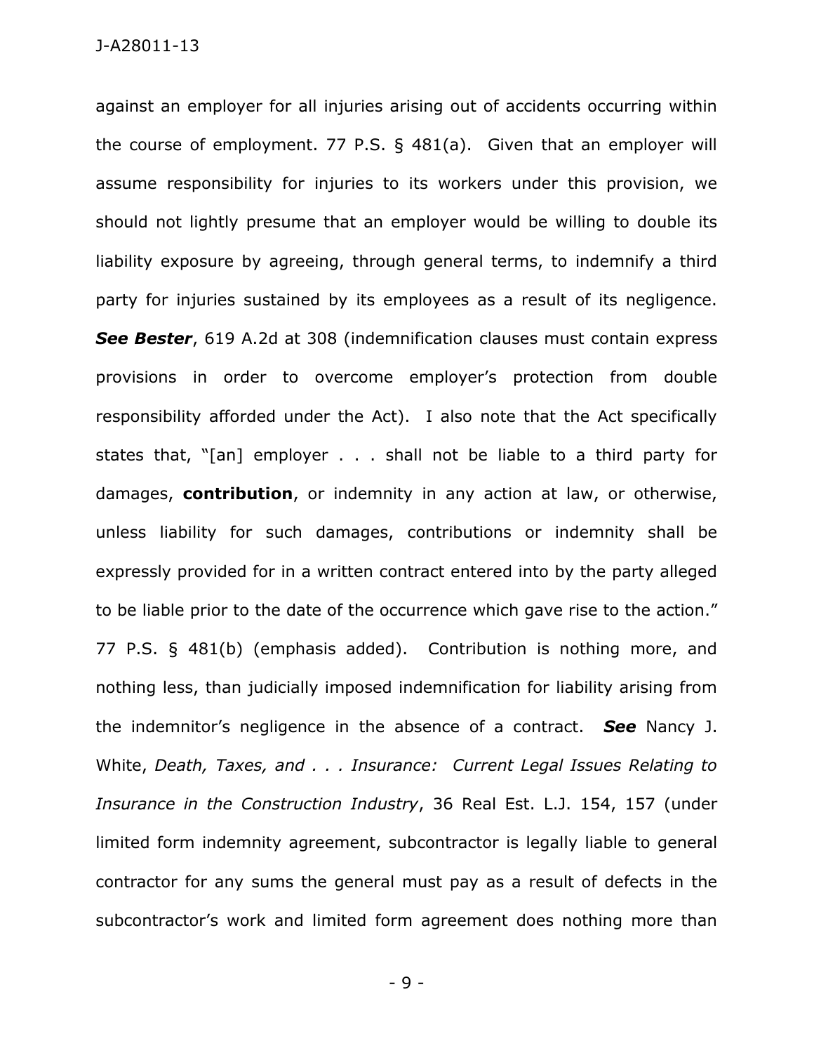against an employer for all injuries arising out of accidents occurring within the course of employment. 77 P.S. § 481(a). Given that an employer will assume responsibility for injuries to its workers under this provision, we should not lightly presume that an employer would be willing to double its liability exposure by agreeing, through general terms, to indemnify a third party for injuries sustained by its employees as a result of its negligence. ***See Bester***, 619 A.2d at 308 (indemnification clauses must contain express provisions in order to overcome employer's protection from double responsibility afforded under the Act). I also note that the Act specifically states that, "[an] employer . . . shall not be liable to a third party for damages, **contribution**, or indemnity in any action at law, or otherwise, unless liability for such damages, contributions or indemnity shall be expressly provided for in a written contract entered into by the party alleged to be liable prior to the date of the occurrence which gave rise to the action." 77 P.S. § 481(b) (emphasis added). Contribution is nothing more, and nothing less, than judicially imposed indemnification for liability arising from the indemnitor's negligence in the absence of a contract. ***See*** Nancy J. White, *Death, Taxes, and . . . Insurance: Current Legal Issues Relating to Insurance in the Construction Industry*, 36 Real Est. L.J. 154, 157 (under limited form indemnity agreement, subcontractor is legally liable to general contractor for any sums the general must pay as a result of defects in the subcontractor's work and limited form agreement does nothing more than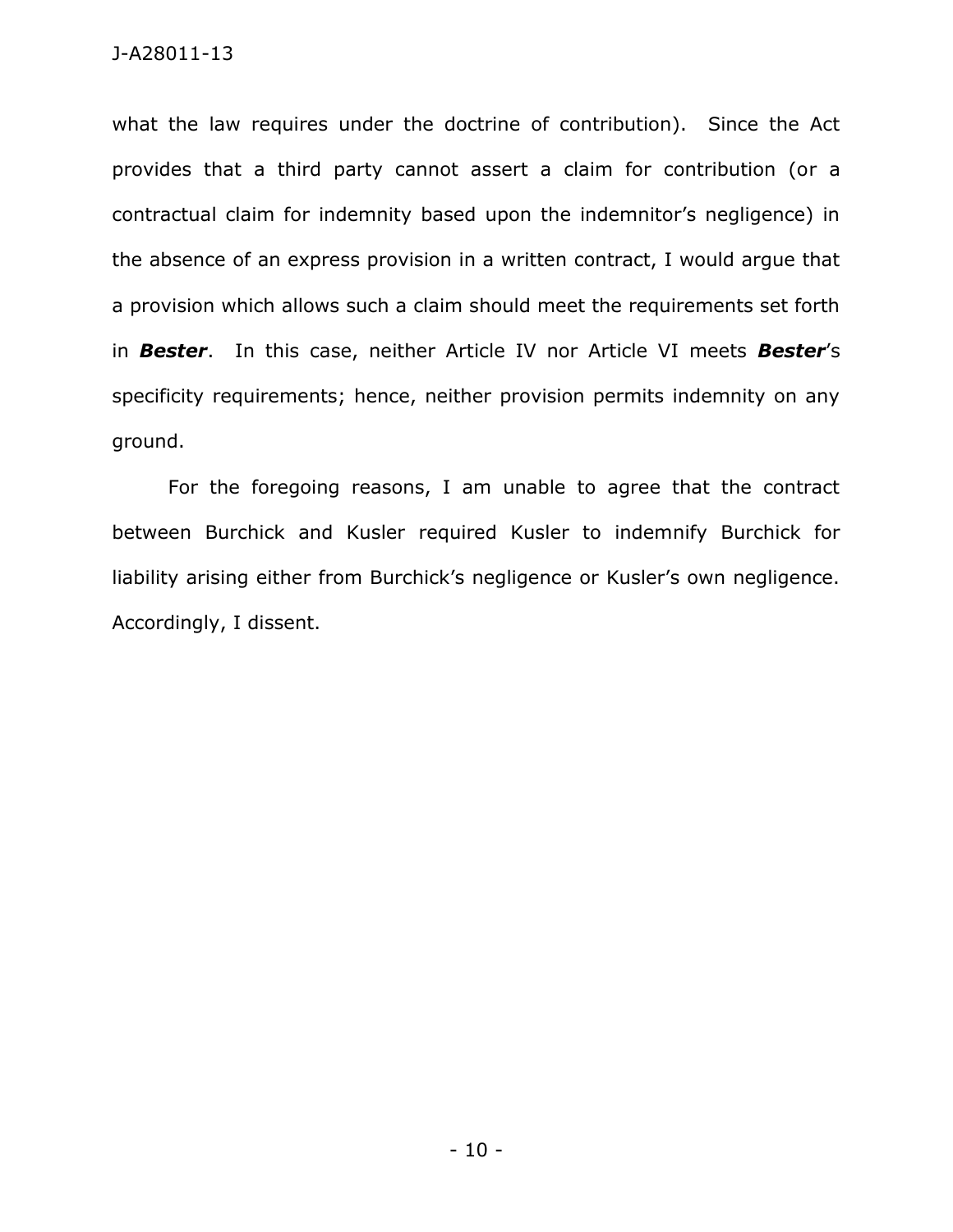what the law requires under the doctrine of contribution). Since the Act provides that a third party cannot assert a claim for contribution (or a contractual claim for indemnity based upon the indemnitor's negligence) in the absence of an express provision in a written contract, I would argue that a provision which allows such a claim should meet the requirements set forth in ***Bester***. In this case, neither Article IV nor Article VI meets ***Bester***'s specificity requirements; hence, neither provision permits indemnity on any ground.

For the foregoing reasons, I am unable to agree that the contract between Burchick and Kusler required Kusler to indemnify Burchick for liability arising either from Burchick's negligence or Kusler's own negligence. Accordingly, I dissent.